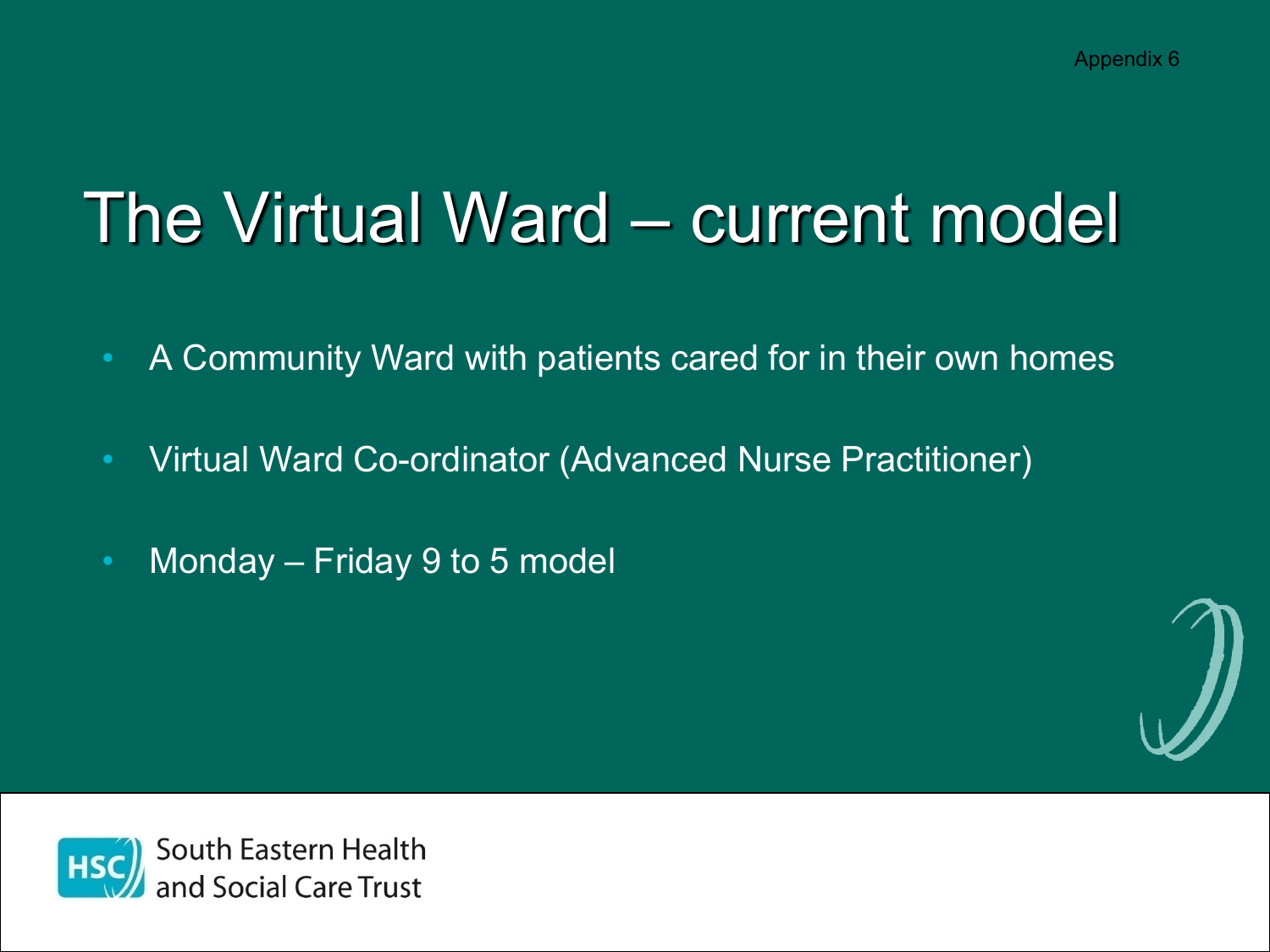Appendix 6

# The Virtual Ward – current model

- A Community Ward with patients cared for in their own homes
- Virtual Ward Co-ordinator (Advanced Nurse Practitioner)
- Monday – Friday 9 to 5 model

South Eastern Health and Social Care Trust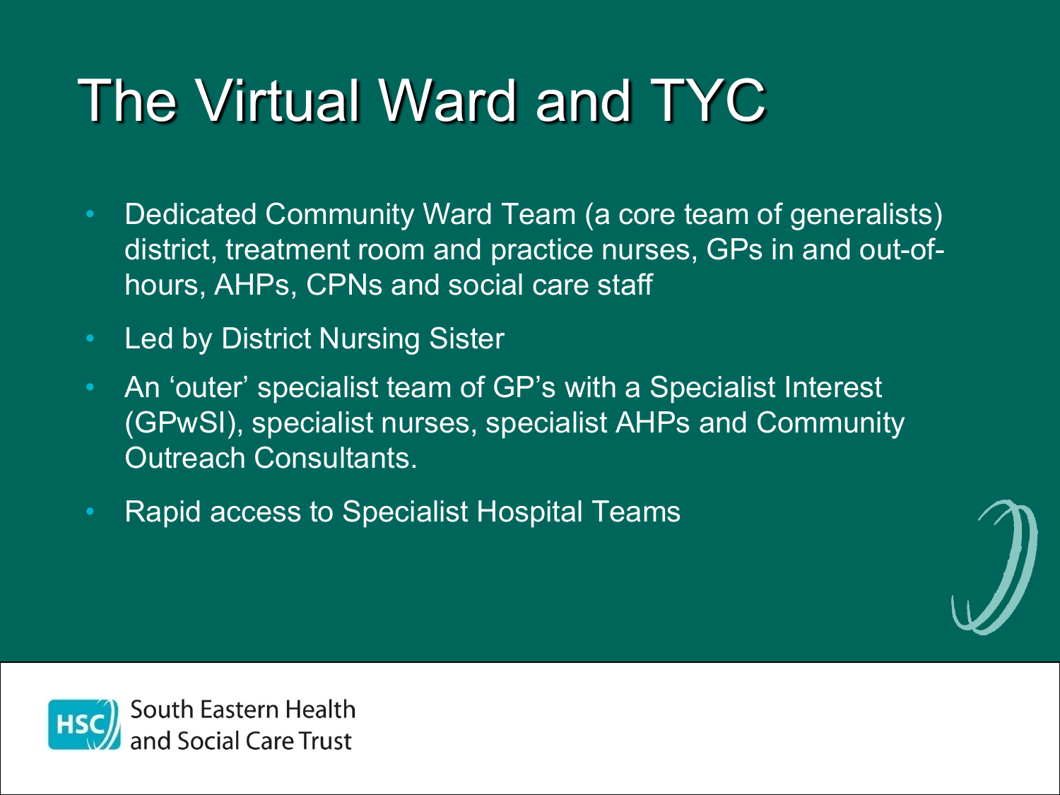# The Virtual Ward and TYC

- Dedicated Community Ward Team (a core team of generalists) district, treatment room and practice nurses, GPs in and out-of-hours, AHPs, CPNs and social care staff
- Led by District Nursing Sister
- An 'outer' specialist team of GP's with a Specialist Interest (GPwSI), specialist nurses, specialist AHPs and Community Outreach Consultants.
- Rapid access to Specialist Hospital Teams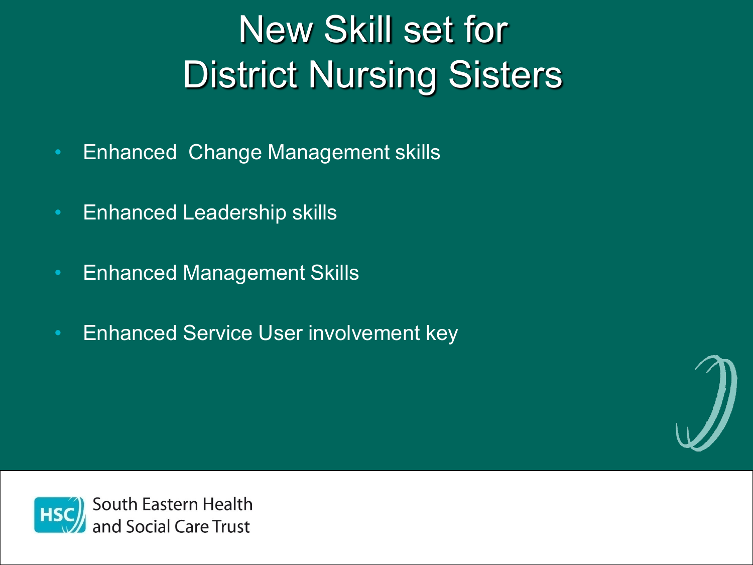# New Skill set for District Nursing Sisters

- Enhanced  Change Management skills
- Enhanced Leadership skills
- Enhanced Management Skills
- Enhanced Service User involvement key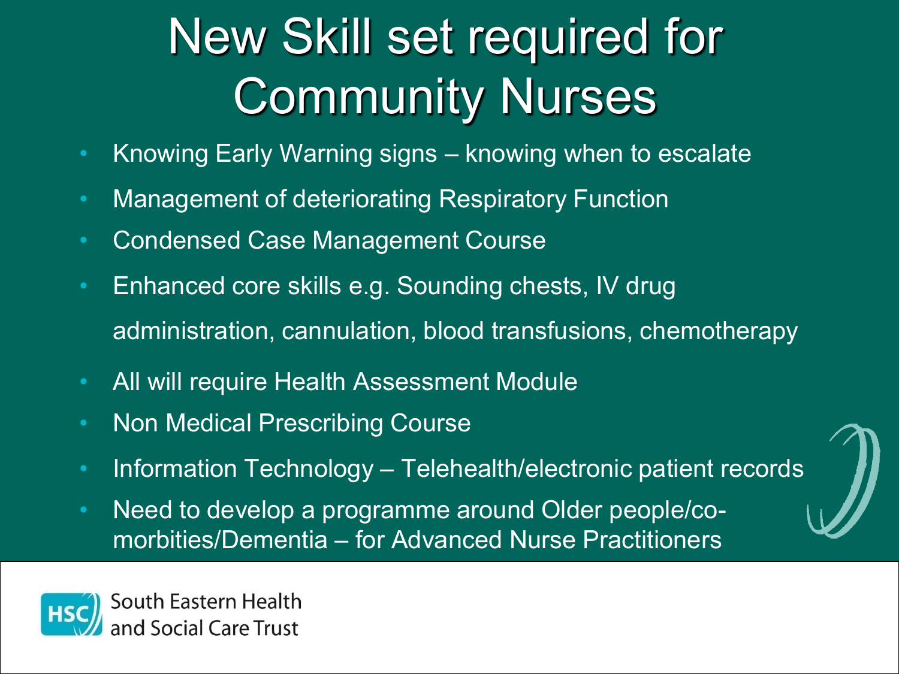# New Skill set required for Community Nurses

- Knowing Early Warning signs – knowing when to escalate
- Management of deteriorating Respiratory Function
- Condensed Case Management Course
- Enhanced core skills e.g. Sounding chests, IV drug administration, cannulation, blood transfusions, chemotherapy
- All will require Health Assessment Module
- Non Medical Prescribing Course
- Information Technology – Telehealth/electronic patient records
- Need to develop a programme around Older people/co-morbities/Dementia – for Advanced Nurse Practitioners

HSC South Eastern Health and Social Care Trust